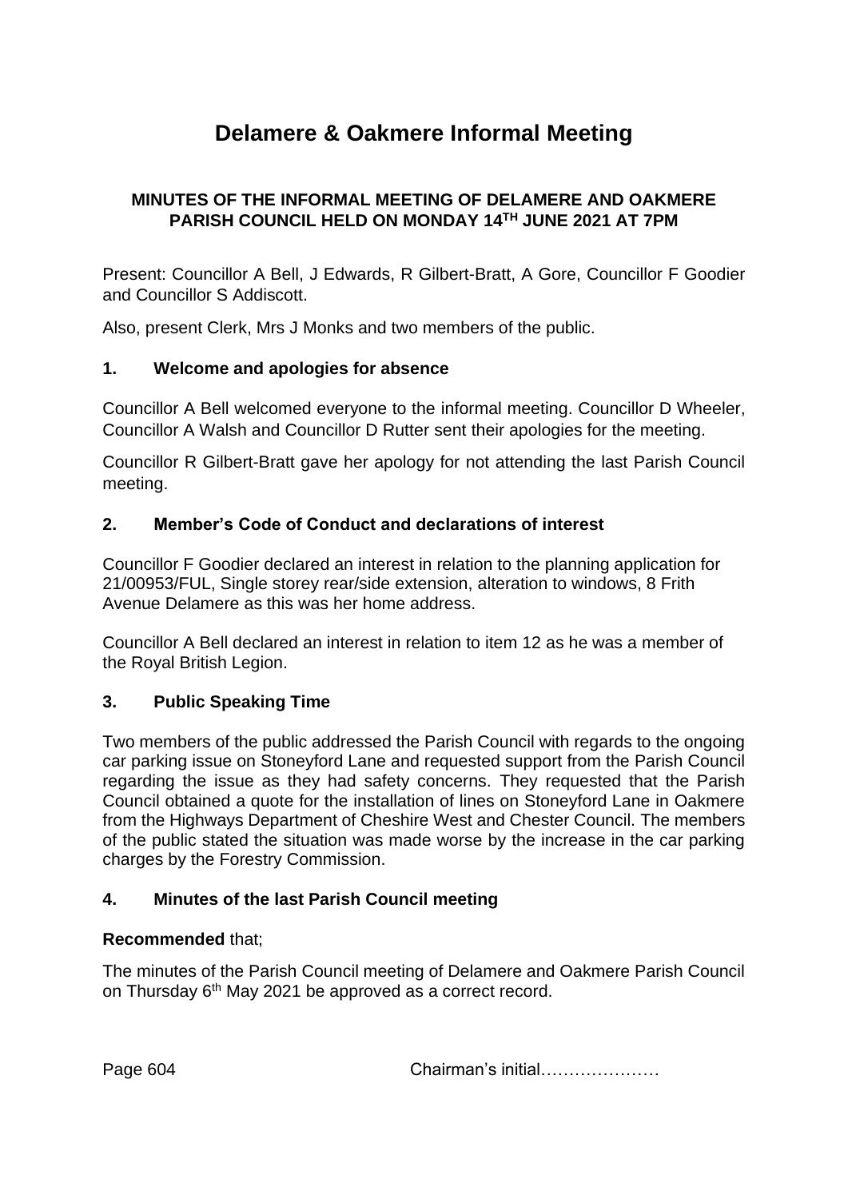# Delamere & Oakmere Informal Meeting

**MINUTES OF THE INFORMAL MEETING OF DELAMERE AND OAKMERE PARISH COUNCIL HELD ON MONDAY 14TH JUNE 2021 AT 7PM**

Present: Councillor A Bell, J Edwards, R Gilbert-Bratt, A Gore, Councillor F Goodier and Councillor S Addiscott.

Also, present Clerk, Mrs J Monks and two members of the public.

## 1. Welcome and apologies for absence

Councillor A Bell welcomed everyone to the informal meeting. Councillor D Wheeler, Councillor A Walsh and Councillor D Rutter sent their apologies for the meeting.

Councillor R Gilbert-Bratt gave her apology for not attending the last Parish Council meeting.

## 2. Member's Code of Conduct and declarations of interest

Councillor F Goodier declared an interest in relation to the planning application for 21/00953/FUL, Single storey rear/side extension, alteration to windows, 8 Frith Avenue Delamere as this was her home address.

Councillor A Bell declared an interest in relation to item 12 as he was a member of the Royal British Legion.

## 3. Public Speaking Time

Two members of the public addressed the Parish Council with regards to the ongoing car parking issue on Stoneyford Lane and requested support from the Parish Council regarding the issue as they had safety concerns. They requested that the Parish Council obtained a quote for the installation of lines on Stoneyford Lane in Oakmere from the Highways Department of Cheshire West and Chester Council. The members of the public stated the situation was made worse by the increase in the car parking charges by the Forestry Commission.

## 4. Minutes of the last Parish Council meeting

**Recommended** that;

The minutes of the Parish Council meeting of Delamere and Oakmere Parish Council on Thursday 6th May 2021 be approved as a correct record.

Chairman's initial…………………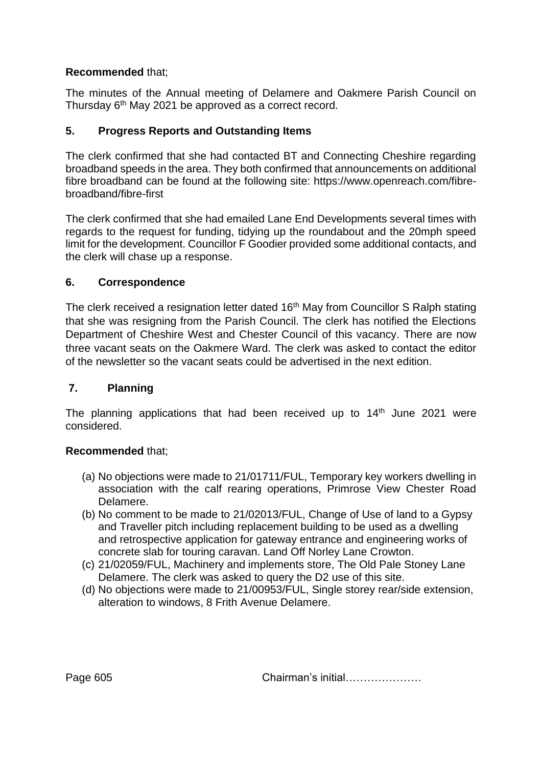**Recommended** that;

The minutes of the Annual meeting of Delamere and Oakmere Parish Council on Thursday 6th May 2021 be approved as a correct record.

## 5. Progress Reports and Outstanding Items

The clerk confirmed that she had contacted BT and Connecting Cheshire regarding broadband speeds in the area. They both confirmed that announcements on additional fibre broadband can be found at the following site: https://www.openreach.com/fibre-broadband/fibre-first

The clerk confirmed that she had emailed Lane End Developments several times with regards to the request for funding, tidying up the roundabout and the 20mph speed limit for the development. Councillor F Goodier provided some additional contacts, and the clerk will chase up a response.

## 6. Correspondence

The clerk received a resignation letter dated 16th May from Councillor S Ralph stating that she was resigning from the Parish Council. The clerk has notified the Elections Department of Cheshire West and Chester Council of this vacancy. There are now three vacant seats on the Oakmere Ward. The clerk was asked to contact the editor of the newsletter so the vacant seats could be advertised in the next edition.

## 7. Planning

The planning applications that had been received up to 14th June 2021 were considered.

**Recommended** that;

(a) No objections were made to 21/01711/FUL, Temporary key workers dwelling in association with the calf rearing operations, Primrose View Chester Road Delamere.
(b) No comment to be made to 21/02013/FUL, Change of Use of land to a Gypsy and Traveller pitch including replacement building to be used as a dwelling and retrospective application for gateway entrance and engineering works of concrete slab for touring caravan. Land Off Norley Lane Crowton.
(c) 21/02059/FUL, Machinery and implements store, The Old Pale Stoney Lane Delamere. The clerk was asked to query the D2 use of this site.
(d) No objections were made to 21/00953/FUL, Single storey rear/side extension, alteration to windows, 8 Frith Avenue Delamere.

Page 605 Chairman's initial…………………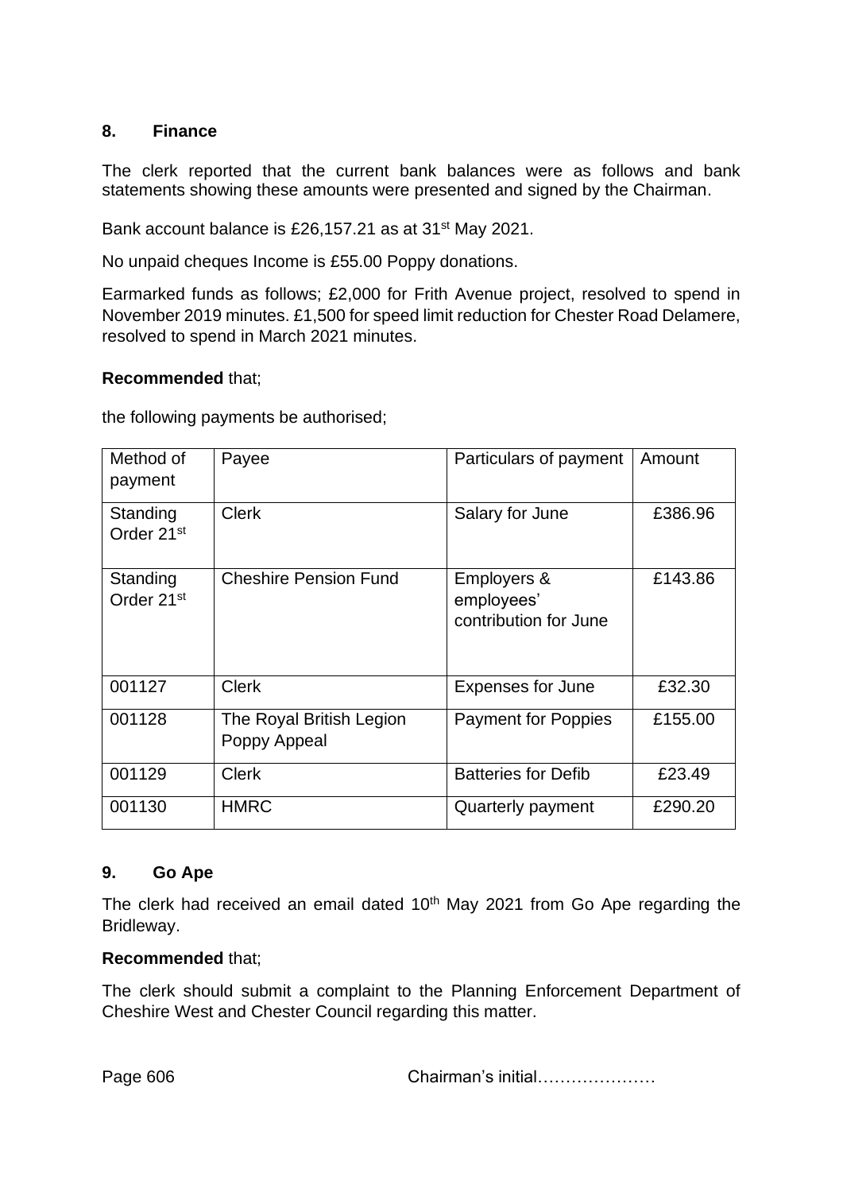## 8. Finance

The clerk reported that the current bank balances were as follows and bank statements showing these amounts were presented and signed by the Chairman.

Bank account balance is £26,157.21 as at 31st May 2021.

No unpaid cheques Income is £55.00 Poppy donations.

Earmarked funds as follows; £2,000 for Frith Avenue project, resolved to spend in November 2019 minutes. £1,500 for speed limit reduction for Chester Road Delamere, resolved to spend in March 2021 minutes.

**Recommended** that;

the following payments be authorised;

| Method of payment | Payee | Particulars of payment | Amount |
|---|---|---|---|
| Standing Order 21st | Clerk | Salary for June | £386.96 |
| Standing Order 21st | Cheshire Pension Fund | Employers & employees' contribution for June | £143.86 |
| 001127 | Clerk | Expenses for June | £32.30 |
| 001128 | The Royal British Legion Poppy Appeal | Payment for Poppies | £155.00 |
| 001129 | Clerk | Batteries for Defib | £23.49 |
| 001130 | HMRC | Quarterly payment | £290.20 |

## 9. Go Ape

The clerk had received an email dated 10th May 2021 from Go Ape regarding the Bridleway.

**Recommended** that;

The clerk should submit a complaint to the Planning Enforcement Department of Cheshire West and Chester Council regarding this matter.

Chairman's initial…………………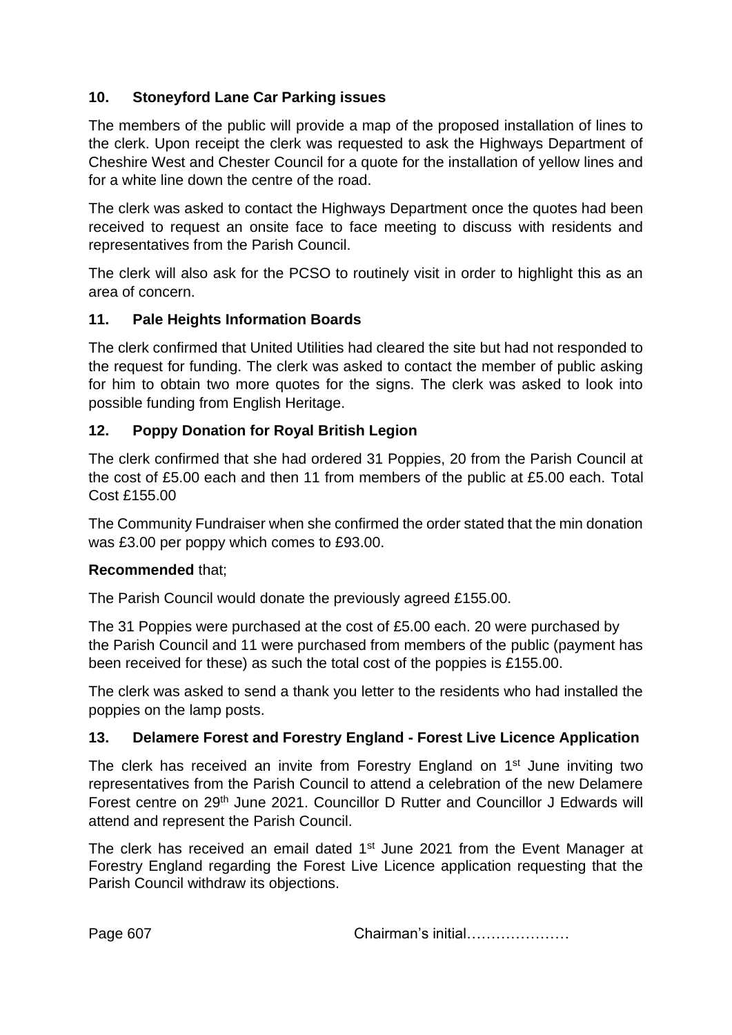### 10. Stoneyford Lane Car Parking issues

The members of the public will provide a map of the proposed installation of lines to the clerk. Upon receipt the clerk was requested to ask the Highways Department of Cheshire West and Chester Council for a quote for the installation of yellow lines and for a white line down the centre of the road.

The clerk was asked to contact the Highways Department once the quotes had been received to request an onsite face to face meeting to discuss with residents and representatives from the Parish Council.

The clerk will also ask for the PCSO to routinely visit in order to highlight this as an area of concern.

### 11. Pale Heights Information Boards

The clerk confirmed that United Utilities had cleared the site but had not responded to the request for funding. The clerk was asked to contact the member of public asking for him to obtain two more quotes for the signs. The clerk was asked to look into possible funding from English Heritage.

### 12. Poppy Donation for Royal British Legion

The clerk confirmed that she had ordered 31 Poppies, 20 from the Parish Council at the cost of £5.00 each and then 11 from members of the public at £5.00 each. Total Cost £155.00

The Community Fundraiser when she confirmed the order stated that the min donation was £3.00 per poppy which comes to £93.00.

**Recommended** that;

The Parish Council would donate the previously agreed £155.00.

The 31 Poppies were purchased at the cost of £5.00 each. 20 were purchased by the Parish Council and 11 were purchased from members of the public (payment has been received for these) as such the total cost of the poppies is £155.00.

The clerk was asked to send a thank you letter to the residents who had installed the poppies on the lamp posts.

### 13. Delamere Forest and Forestry England - Forest Live Licence Application

The clerk has received an invite from Forestry England on 1st June inviting two representatives from the Parish Council to attend a celebration of the new Delamere Forest centre on 29th June 2021. Councillor D Rutter and Councillor J Edwards will attend and represent the Parish Council.

The clerk has received an email dated 1st June 2021 from the Event Manager at Forestry England regarding the Forest Live Licence application requesting that the Parish Council withdraw its objections.

Chairman's initial…………………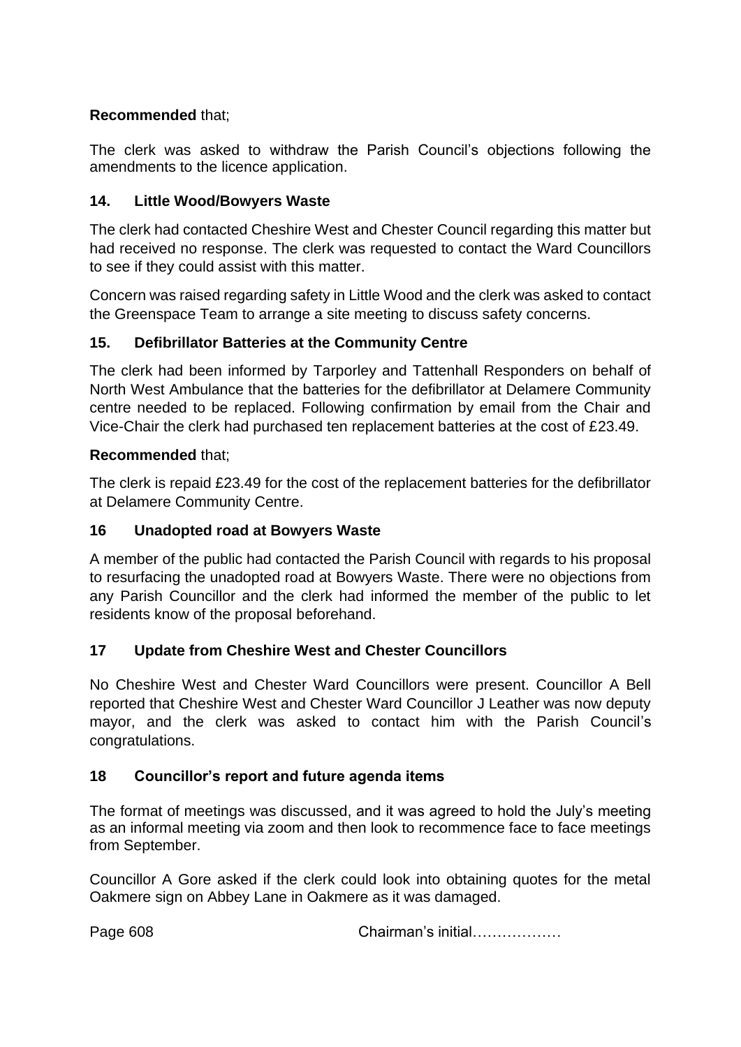**Recommended** that;

The clerk was asked to withdraw the Parish Council's objections following the amendments to the licence application.

## 14. Little Wood/Bowyers Waste

The clerk had contacted Cheshire West and Chester Council regarding this matter but had received no response. The clerk was requested to contact the Ward Councillors to see if they could assist with this matter.

Concern was raised regarding safety in Little Wood and the clerk was asked to contact the Greenspace Team to arrange a site meeting to discuss safety concerns.

## 15. Defibrillator Batteries at the Community Centre

The clerk had been informed by Tarporley and Tattenhall Responders on behalf of North West Ambulance that the batteries for the defibrillator at Delamere Community centre needed to be replaced. Following confirmation by email from the Chair and Vice-Chair the clerk had purchased ten replacement batteries at the cost of £23.49.

**Recommended** that;

The clerk is repaid £23.49 for the cost of the replacement batteries for the defibrillator at Delamere Community Centre.

## 16 Unadopted road at Bowyers Waste

A member of the public had contacted the Parish Council with regards to his proposal to resurfacing the unadopted road at Bowyers Waste. There were no objections from any Parish Councillor and the clerk had informed the member of the public to let residents know of the proposal beforehand.

## 17 Update from Cheshire West and Chester Councillors

No Cheshire West and Chester Ward Councillors were present. Councillor A Bell reported that Cheshire West and Chester Ward Councillor J Leather was now deputy mayor, and the clerk was asked to contact him with the Parish Council's congratulations.

## 18 Councillor's report and future agenda items

The format of meetings was discussed, and it was agreed to hold the July's meeting as an informal meeting via zoom and then look to recommence face to face meetings from September.

Councillor A Gore asked if the clerk could look into obtaining quotes for the metal Oakmere sign on Abbey Lane in Oakmere as it was damaged.

Chairman's initial………………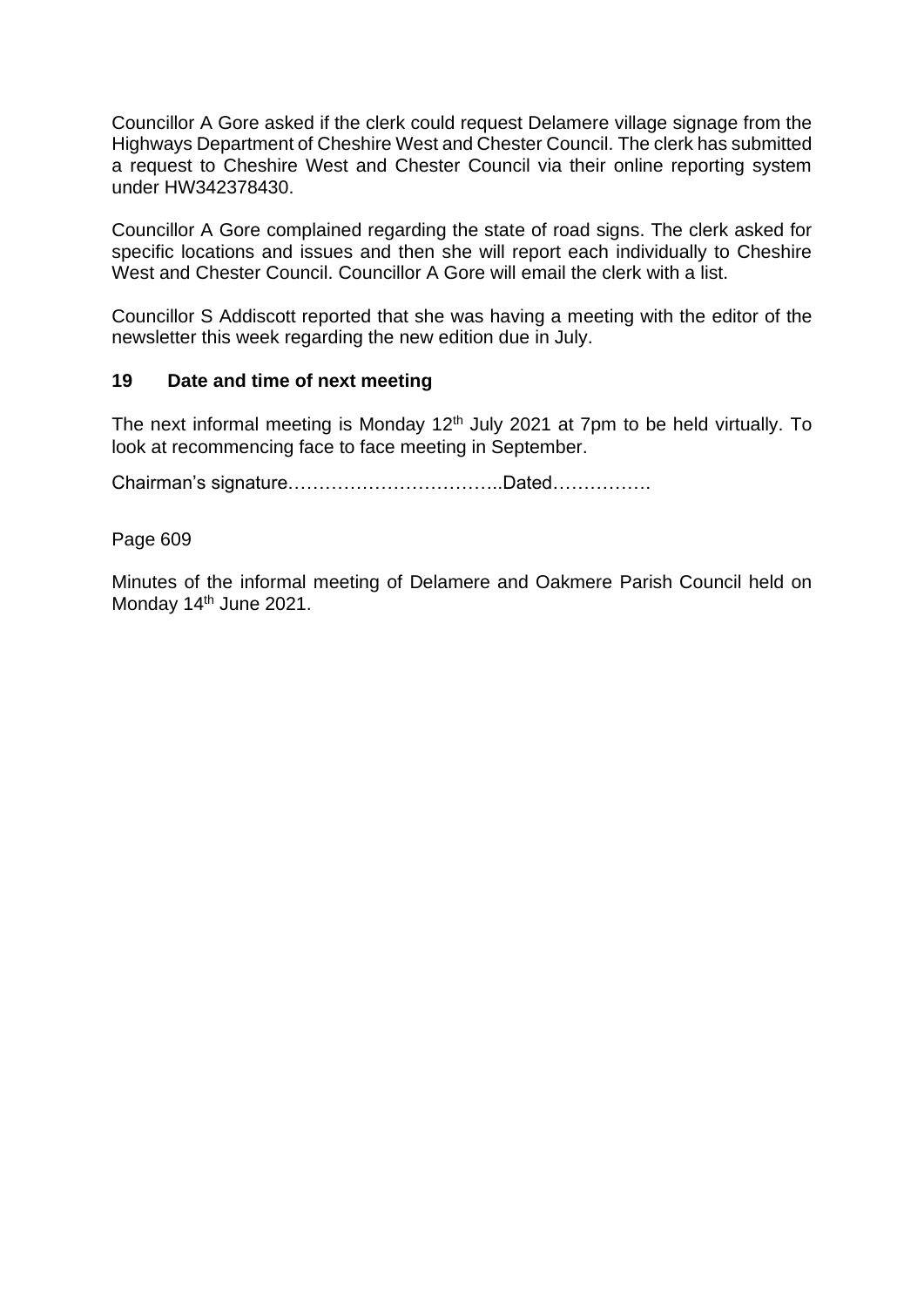Councillor A Gore asked if the clerk could request Delamere village signage from the Highways Department of Cheshire West and Chester Council. The clerk has submitted a request to Cheshire West and Chester Council via their online reporting system under HW342378430.

Councillor A Gore complained regarding the state of road signs. The clerk asked for specific locations and issues and then she will report each individually to Cheshire West and Chester Council. Councillor A Gore will email the clerk with a list.

Councillor S Addiscott reported that she was having a meeting with the editor of the newsletter this week regarding the new edition due in July.

## 19 Date and time of next meeting

The next informal meeting is Monday 12th July 2021 at 7pm to be held virtually. To look at recommencing face to face meeting in September.

Chairman's signature……………………………..Dated…………….